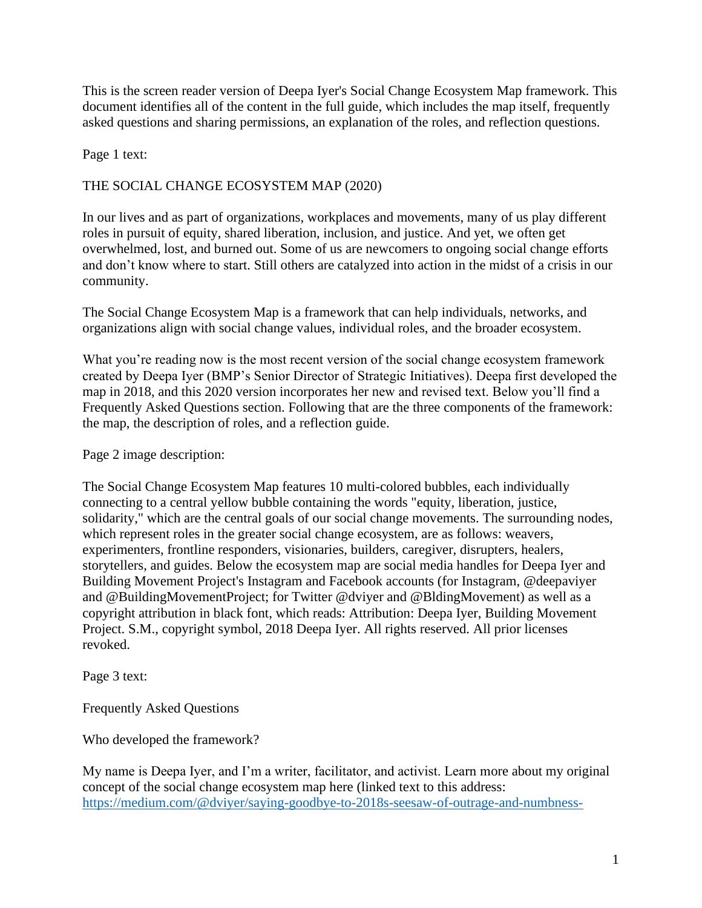This is the screen reader version of Deepa Iyer's Social Change Ecosystem Map framework. This document identifies all of the content in the full guide, which includes the map itself, frequently asked questions and sharing permissions, an explanation of the roles, and reflection questions.

Page 1 text:

THE SOCIAL CHANGE ECOSYSTEM MAP (2020)

In our lives and as part of organizations, workplaces and movements, many of us play different roles in pursuit of equity, shared liberation, inclusion, and justice. And yet, we often get overwhelmed, lost, and burned out. Some of us are newcomers to ongoing social change efforts and don't know where to start. Still others are catalyzed into action in the midst of a crisis in our community.

The Social Change Ecosystem Map is a framework that can help individuals, networks, and organizations align with social change values, individual roles, and the broader ecosystem.

What you're reading now is the most recent version of the social change ecosystem framework created by Deepa Iyer (BMP's Senior Director of Strategic Initiatives). Deepa first developed the map in 2018, and this 2020 version incorporates her new and revised text. Below you'll find a Frequently Asked Questions section. Following that are the three components of the framework: the map, the description of roles, and a reflection guide.

Page 2 image description:

The Social Change Ecosystem Map features 10 multi-colored bubbles, each individually connecting to a central yellow bubble containing the words "equity, liberation, justice, solidarity," which are the central goals of our social change movements. The surrounding nodes, which represent roles in the greater social change ecosystem, are as follows: weavers, experimenters, frontline responders, visionaries, builders, caregiver, disrupters, healers, storytellers, and guides. Below the ecosystem map are social media handles for Deepa Iyer and Building Movement Project's Instagram and Facebook accounts (for Instagram, @deepaviyer and @BuildingMovementProject; for Twitter @dviyer and @BldingMovement) as well as a copyright attribution in black font, which reads: Attribution: Deepa Iyer, Building Movement Project. S.M., copyright symbol, 2018 Deepa Iyer. All rights reserved. All prior licenses revoked.

Page 3 text:

Frequently Asked Questions

Who developed the framework?

My name is Deepa Iyer, and I'm a writer, facilitator, and activist. Learn more about my original concept of the social change ecosystem map here (linked text to this address: https://medium.com/@dviyer/saying-goodbye-to-2018s-seesaw-of-outrage-and-numbness-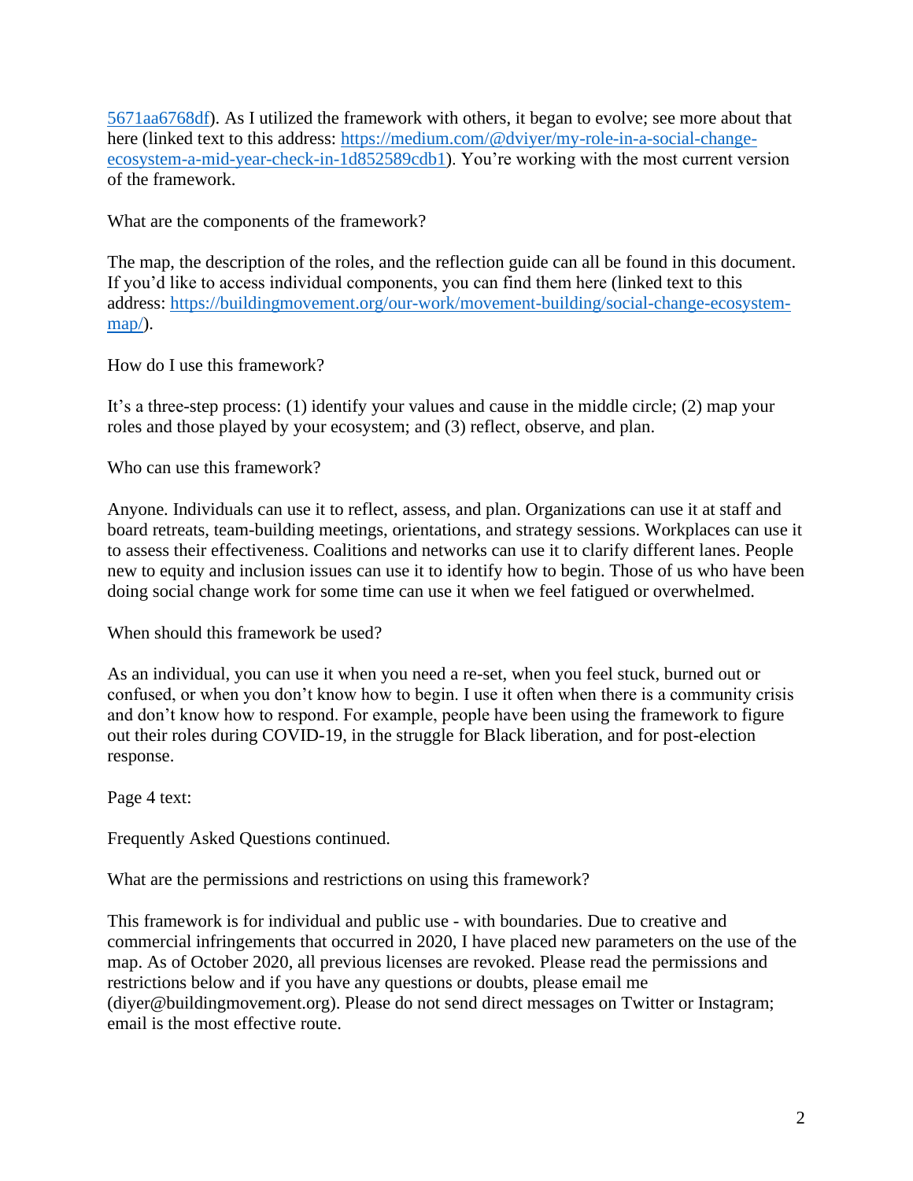5671aa6768df). As I utilized the framework with others, it began to evolve; see more about that here (linked text to this address: https://medium.com/@dviyer/my-role-in-a-social-change-ecosystem-a-mid-year-check-in-1d852589cdb1). You're working with the most current version of the framework.

What are the components of the framework?

The map, the description of the roles, and the reflection guide can all be found in this document. If you'd like to access individual components, you can find them here (linked text to this address: https://buildingmovement.org/our-work/movement-building/social-change-ecosystem-map/).

How do I use this framework?

It's a three-step process: (1) identify your values and cause in the middle circle; (2) map your roles and those played by your ecosystem; and (3) reflect, observe, and plan.

Who can use this framework?

Anyone. Individuals can use it to reflect, assess, and plan. Organizations can use it at staff and board retreats, team-building meetings, orientations, and strategy sessions. Workplaces can use it to assess their effectiveness. Coalitions and networks can use it to clarify different lanes. People new to equity and inclusion issues can use it to identify how to begin. Those of us who have been doing social change work for some time can use it when we feel fatigued or overwhelmed.

When should this framework be used?

As an individual, you can use it when you need a re-set, when you feel stuck, burned out or confused, or when you don't know how to begin. I use it often when there is a community crisis and don't know how to respond. For example, people have been using the framework to figure out their roles during COVID-19, in the struggle for Black liberation, and for post-election response.

Page 4 text:

Frequently Asked Questions continued.

What are the permissions and restrictions on using this framework?

This framework is for individual and public use - with boundaries. Due to creative and commercial infringements that occurred in 2020, I have placed new parameters on the use of the map. As of October 2020, all previous licenses are revoked. Please read the permissions and restrictions below and if you have any questions or doubts, please email me (diyer@buildingmovement.org). Please do not send direct messages on Twitter or Instagram; email is the most effective route.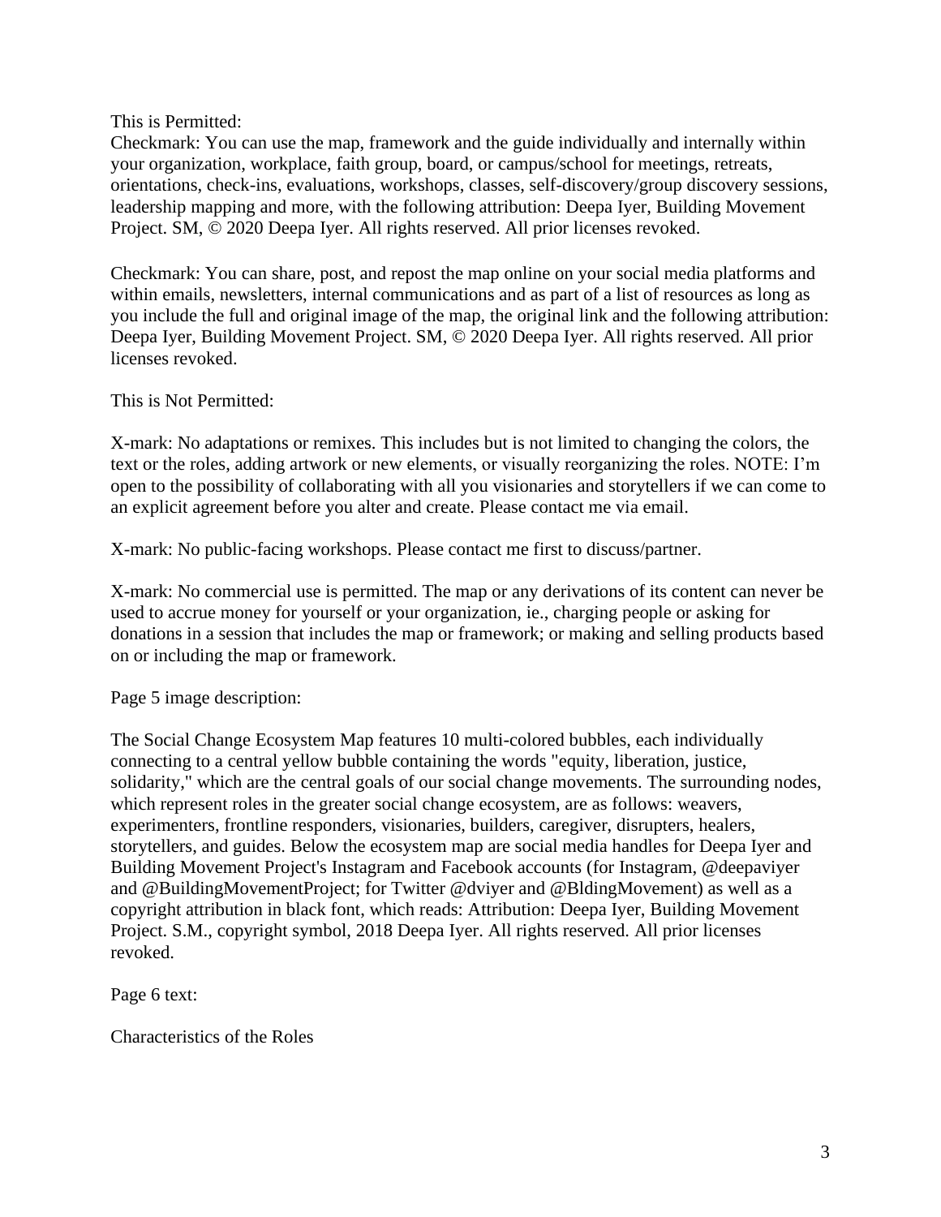This is Permitted:

Checkmark: You can use the map, framework and the guide individually and internally within your organization, workplace, faith group, board, or campus/school for meetings, retreats, orientations, check-ins, evaluations, workshops, classes, self-discovery/group discovery sessions, leadership mapping and more, with the following attribution: Deepa Iyer, Building Movement Project. SM, © 2020 Deepa Iyer. All rights reserved. All prior licenses revoked.

Checkmark: You can share, post, and repost the map online on your social media platforms and within emails, newsletters, internal communications and as part of a list of resources as long as you include the full and original image of the map, the original link and the following attribution: Deepa Iyer, Building Movement Project. SM, © 2020 Deepa Iyer. All rights reserved. All prior licenses revoked.

This is Not Permitted:

X-mark: No adaptations or remixes. This includes but is not limited to changing the colors, the text or the roles, adding artwork or new elements, or visually reorganizing the roles. NOTE: I'm open to the possibility of collaborating with all you visionaries and storytellers if we can come to an explicit agreement before you alter and create. Please contact me via email.

X-mark: No public-facing workshops. Please contact me first to discuss/partner.

X-mark: No commercial use is permitted. The map or any derivations of its content can never be used to accrue money for yourself or your organization, ie., charging people or asking for donations in a session that includes the map or framework; or making and selling products based on or including the map or framework.

Page 5 image description:

The Social Change Ecosystem Map features 10 multi-colored bubbles, each individually connecting to a central yellow bubble containing the words "equity, liberation, justice, solidarity," which are the central goals of our social change movements. The surrounding nodes, which represent roles in the greater social change ecosystem, are as follows: weavers, experimenters, frontline responders, visionaries, builders, caregiver, disrupters, healers, storytellers, and guides. Below the ecosystem map are social media handles for Deepa Iyer and Building Movement Project's Instagram and Facebook accounts (for Instagram, @deepaviyer and @BuildingMovementProject; for Twitter @dviyer and @BldingMovement) as well as a copyright attribution in black font, which reads: Attribution: Deepa Iyer, Building Movement Project. S.M., copyright symbol, 2018 Deepa Iyer. All rights reserved. All prior licenses revoked.

Page 6 text:

Characteristics of the Roles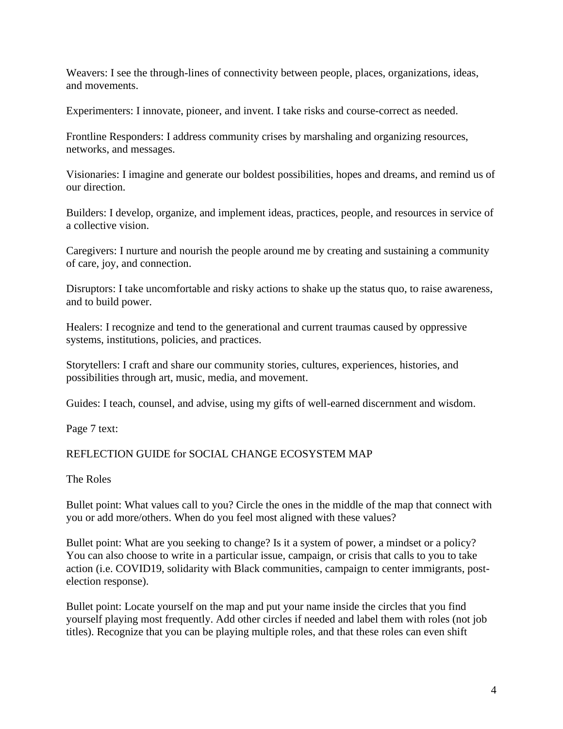Weavers: I see the through-lines of connectivity between people, places, organizations, ideas, and movements.

Experimenters: I innovate, pioneer, and invent. I take risks and course-correct as needed.

Frontline Responders: I address community crises by marshaling and organizing resources, networks, and messages.

Visionaries: I imagine and generate our boldest possibilities, hopes and dreams, and remind us of our direction.

Builders: I develop, organize, and implement ideas, practices, people, and resources in service of a collective vision.

Caregivers: I nurture and nourish the people around me by creating and sustaining a community of care, joy, and connection.

Disruptors: I take uncomfortable and risky actions to shake up the status quo, to raise awareness, and to build power.

Healers: I recognize and tend to the generational and current traumas caused by oppressive systems, institutions, policies, and practices.

Storytellers: I craft and share our community stories, cultures, experiences, histories, and possibilities through art, music, media, and movement.

Guides: I teach, counsel, and advise, using my gifts of well-earned discernment and wisdom.

Page 7 text:

REFLECTION GUIDE for SOCIAL CHANGE ECOSYSTEM MAP

The Roles

Bullet point: What values call to you? Circle the ones in the middle of the map that connect with you or add more/others. When do you feel most aligned with these values?

Bullet point: What are you seeking to change? Is it a system of power, a mindset or a policy? You can also choose to write in a particular issue, campaign, or crisis that calls to you to take action (i.e. COVID19, solidarity with Black communities, campaign to center immigrants, post-election response).

Bullet point: Locate yourself on the map and put your name inside the circles that you find yourself playing most frequently. Add other circles if needed and label them with roles (not job titles). Recognize that you can be playing multiple roles, and that these roles can even shift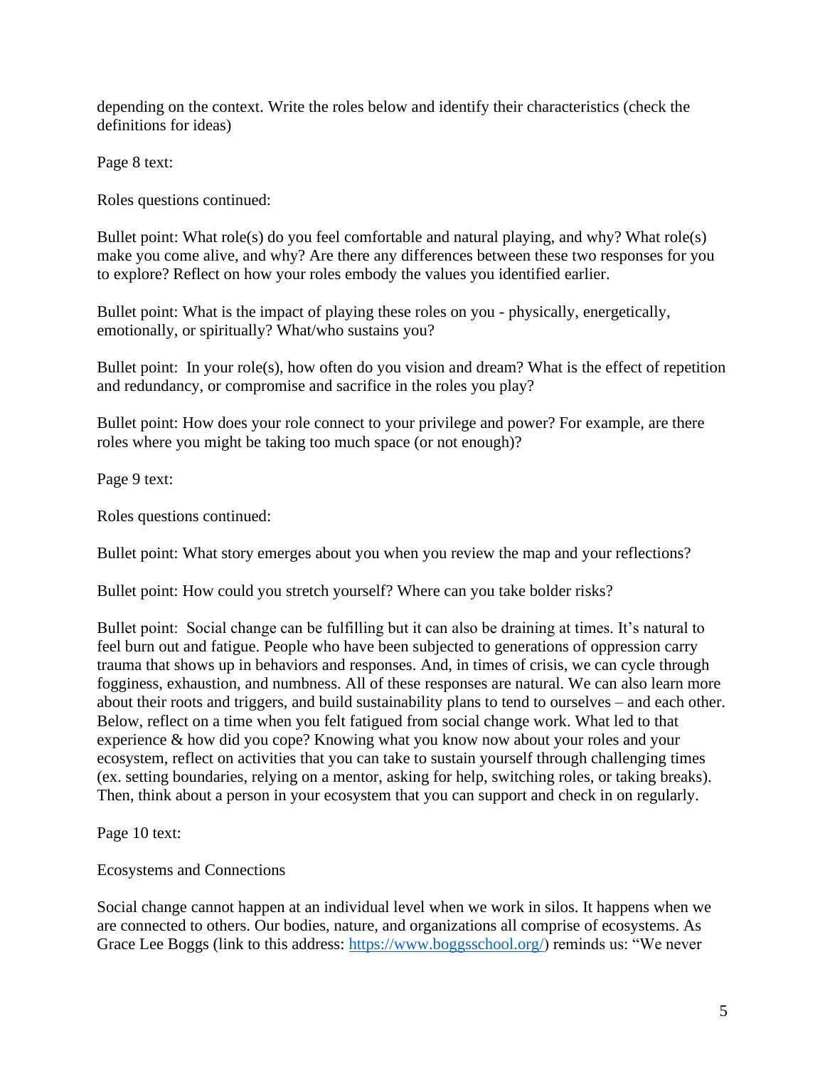depending on the context. Write the roles below and identify their characteristics (check the definitions for ideas)

Page 8 text:

Roles questions continued:

Bullet point: What role(s) do you feel comfortable and natural playing, and why? What role(s) make you come alive, and why? Are there any differences between these two responses for you to explore? Reflect on how your roles embody the values you identified earlier.

Bullet point: What is the impact of playing these roles on you - physically, energetically, emotionally, or spiritually? What/who sustains you?

Bullet point: In your role(s), how often do you vision and dream? What is the effect of repetition and redundancy, or compromise and sacrifice in the roles you play?

Bullet point: How does your role connect to your privilege and power? For example, are there roles where you might be taking too much space (or not enough)?

Page 9 text:

Roles questions continued:

Bullet point: What story emerges about you when you review the map and your reflections?

Bullet point: How could you stretch yourself? Where can you take bolder risks?

Bullet point: Social change can be fulfilling but it can also be draining at times. It's natural to feel burn out and fatigue. People who have been subjected to generations of oppression carry trauma that shows up in behaviors and responses. And, in times of crisis, we can cycle through fogginess, exhaustion, and numbness. All of these responses are natural. We can also learn more about their roots and triggers, and build sustainability plans to tend to ourselves – and each other. Below, reflect on a time when you felt fatigued from social change work. What led to that experience & how did you cope? Knowing what you know now about your roles and your ecosystem, reflect on activities that you can take to sustain yourself through challenging times (ex. setting boundaries, relying on a mentor, asking for help, switching roles, or taking breaks). Then, think about a person in your ecosystem that you can support and check in on regularly.

Page 10 text:

Ecosystems and Connections

Social change cannot happen at an individual level when we work in silos. It happens when we are connected to others. Our bodies, nature, and organizations all comprise of ecosystems. As Grace Lee Boggs (link to this address: [https://www.boggsschool.org/](https://www.boggsschool.org/)) reminds us: "We never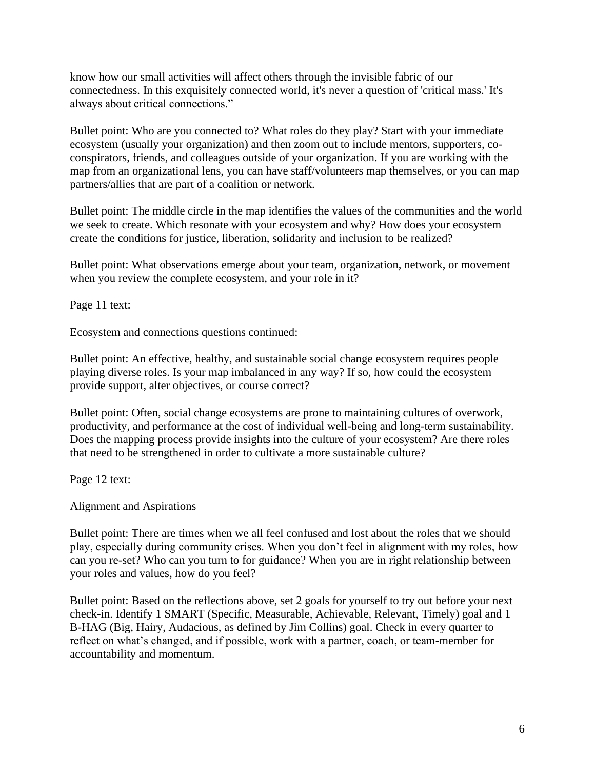know how our small activities will affect others through the invisible fabric of our connectedness. In this exquisitely connected world, it's never a question of 'critical mass.' It's always about critical connections."

Bullet point: Who are you connected to? What roles do they play? Start with your immediate ecosystem (usually your organization) and then zoom out to include mentors, supporters, co-conspirators, friends, and colleagues outside of your organization. If you are working with the map from an organizational lens, you can have staff/volunteers map themselves, or you can map partners/allies that are part of a coalition or network.

Bullet point: The middle circle in the map identifies the values of the communities and the world we seek to create. Which resonate with your ecosystem and why? How does your ecosystem create the conditions for justice, liberation, solidarity and inclusion to be realized?

Bullet point: What observations emerge about your team, organization, network, or movement when you review the complete ecosystem, and your role in it?

Page 11 text:

Ecosystem and connections questions continued:

Bullet point: An effective, healthy, and sustainable social change ecosystem requires people playing diverse roles. Is your map imbalanced in any way? If so, how could the ecosystem provide support, alter objectives, or course correct?

Bullet point: Often, social change ecosystems are prone to maintaining cultures of overwork, productivity, and performance at the cost of individual well-being and long-term sustainability. Does the mapping process provide insights into the culture of your ecosystem? Are there roles that need to be strengthened in order to cultivate a more sustainable culture?

Page 12 text:

Alignment and Aspirations

Bullet point: There are times when we all feel confused and lost about the roles that we should play, especially during community crises. When you don't feel in alignment with my roles, how can you re-set? Who can you turn to for guidance? When you are in right relationship between your roles and values, how do you feel?

Bullet point: Based on the reflections above, set 2 goals for yourself to try out before your next check-in. Identify 1 SMART (Specific, Measurable, Achievable, Relevant, Timely) goal and 1 B-HAG (Big, Hairy, Audacious, as defined by Jim Collins) goal. Check in every quarter to reflect on what's changed, and if possible, work with a partner, coach, or team-member for accountability and momentum.